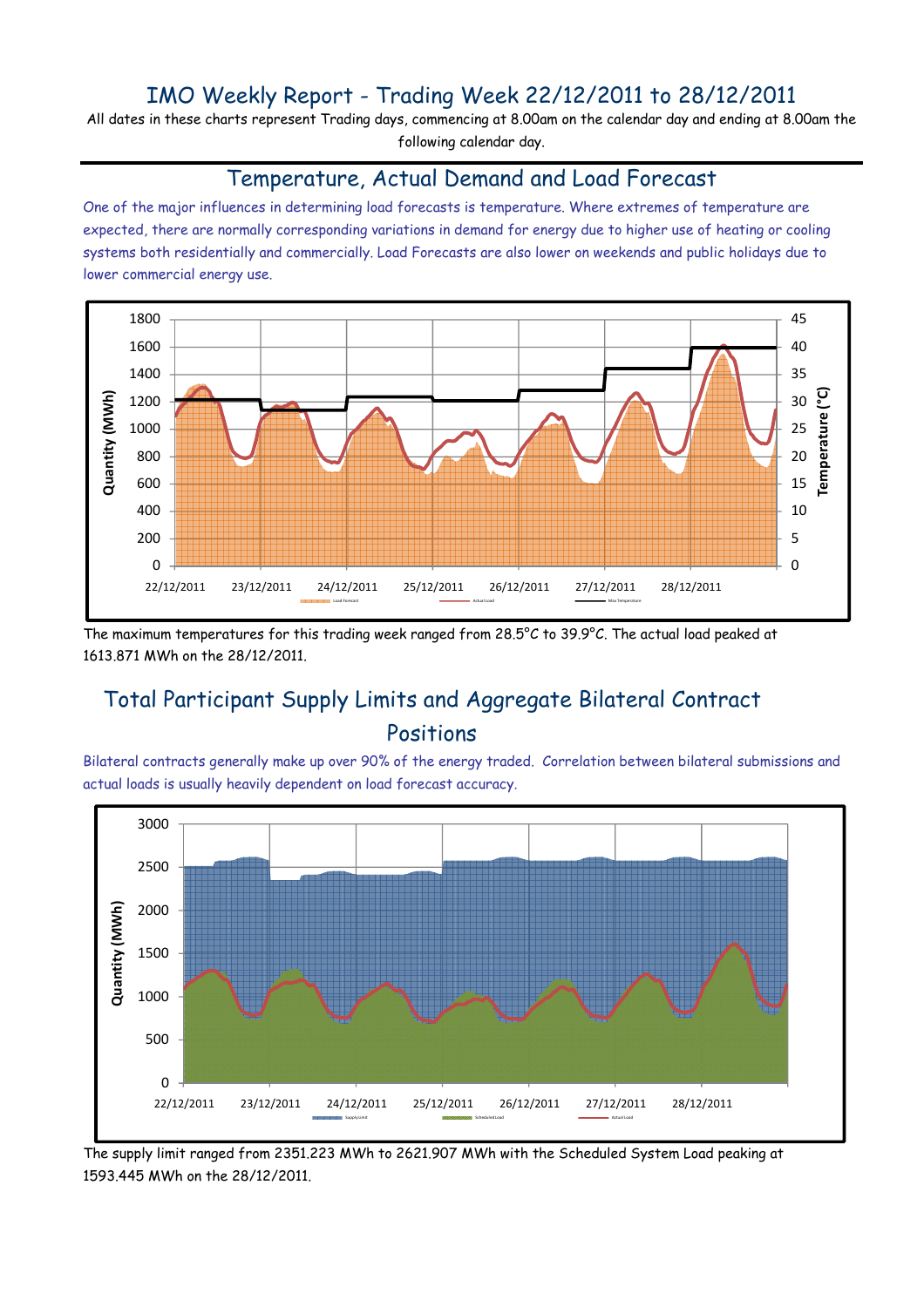# IMO Weekly Report - Trading Week 22/12/2011 to 28/12/2011

All dates in these charts represent Trading days, commencing at 8.00am on the calendar day and ending at 8.00am the following calendar day.

## Temperature, Actual Demand and Load Forecast

One of the major influences in determining load forecasts is temperature. Where extremes of temperature are expected, there are normally corresponding variations in demand for energy due to higher use of heating or cooling systems both residentially and commercially. Load Forecasts are also lower on weekends and public holidays due to lower commercial energy use.

The maximum temperatures for this trading week ranged from 28.5°C to 39.9°C. The actual load peaked at 1613.871 MWh on the 28/12/2011.

## Total Participant Supply Limits and Aggregate Bilateral Contract Positions

Bilateral contracts generally make up over 90% of the energy traded. Correlation between bilateral submissions and actual loads is usually heavily dependent on load forecast accuracy.

The supply limit ranged from 2351.223 MWh to 2621.907 MWh with the Scheduled System Load peaking at 1593.445 MWh on the 28/12/2011.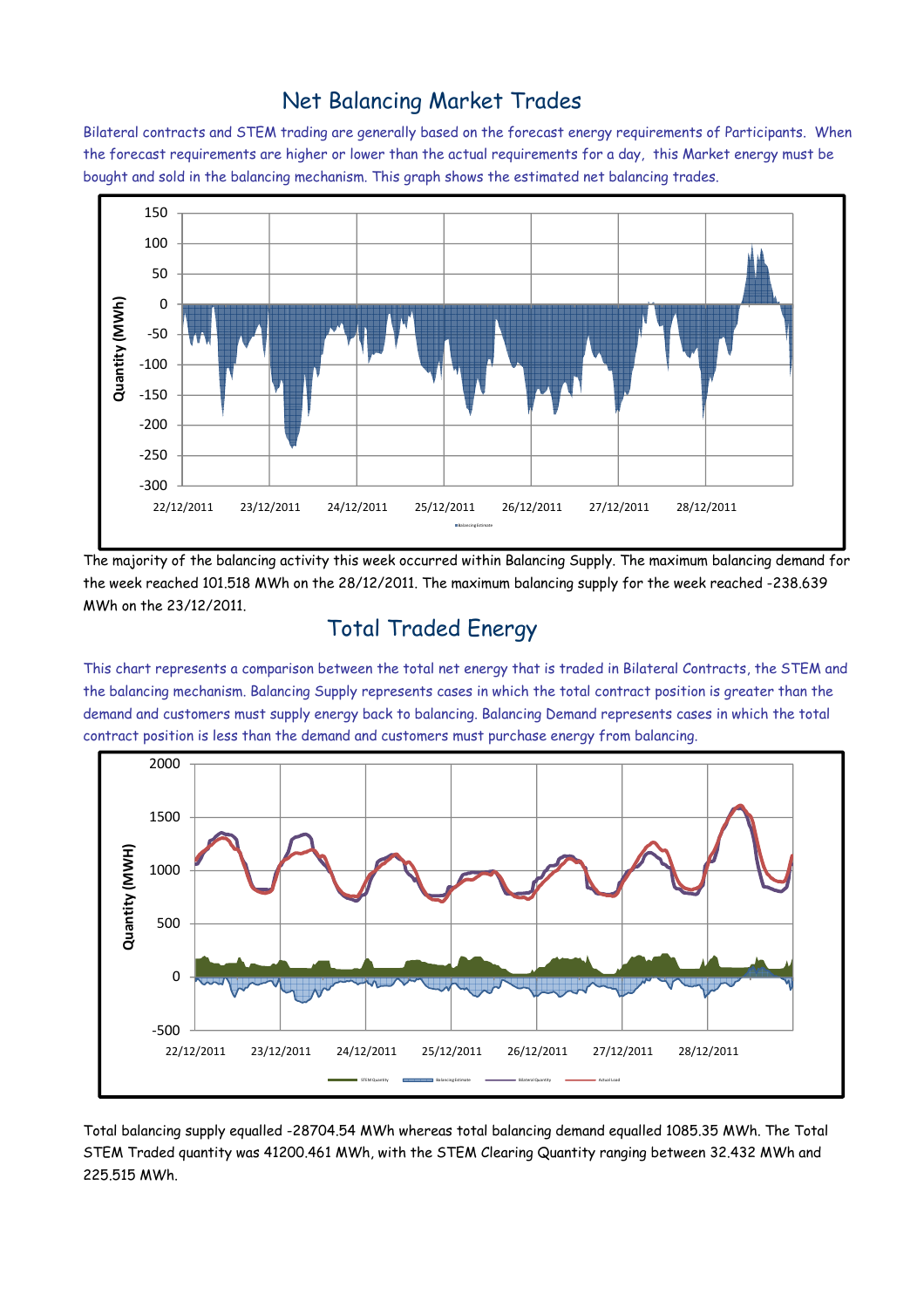## Net Balancing Market Trades

Bilateral contracts and STEM trading are generally based on the forecast energy requirements of Participants. When the forecast requirements are higher or lower than the actual requirements for a day, this Market energy must be bought and sold in the balancing mechanism. This graph shows the estimated net balancing trades.

The majority of the balancing activity this week occurred within Balancing Supply. The maximum balancing demand for the week reached 101.518 MWh on the 28/12/2011. The maximum balancing supply for the week reached -238.639 MWh on the 23/12/2011.

## Total Traded Energy

This chart represents a comparison between the total net energy that is traded in Bilateral Contracts, the STEM and the balancing mechanism. Balancing Supply represents cases in which the total contract position is greater than the demand and customers must supply energy back to balancing. Balancing Demand represents cases in which the total contract position is less than the demand and customers must purchase energy from balancing.

Total balancing supply equalled -28704.54 MWh whereas total balancing demand equalled 1085.35 MWh. The Total STEM Traded quantity was 41200.461 MWh, with the STEM Clearing Quantity ranging between 32.432 MWh and 225.515 MWh.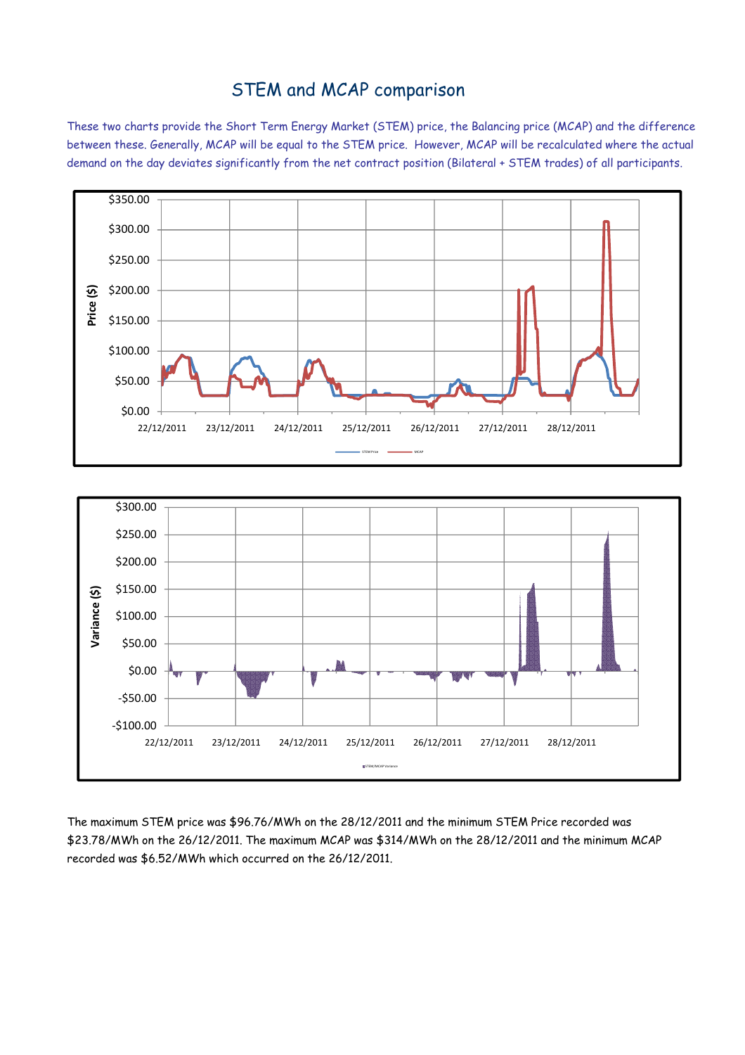# STEM and MCAP comparison

These two charts provide the Short Term Energy Market (STEM) price, the Balancing price (MCAP) and the difference between these. Generally, MCAP will be equal to the STEM price. However, MCAP will be recalculated where the actual demand on the day deviates significantly from the net contract position (Bilateral + STEM trades) of all participants.

Price ($)
$350.00
$300.00
$250.00
$200.00
$150.00
$100.00
$50.00
$0.00
22/12/2011
23/12/2011
24/12/2011
25/12/2011
26/12/2011
27/12/2011
28/12/2011
STEM Price
MCAP

Variance ($)
$300.00
$250.00
$200.00
$150.00
$100.00
$50.00
$0.00
-$50.00
-$100.00
22/12/2011
23/12/2011
24/12/2011
25/12/2011
26/12/2011
27/12/2011
28/12/2011
STEM/MCAP Variance

The maximum STEM price was $96.76/MWh on the 28/12/2011 and the minimum STEM Price recorded was $23.78/MWh on the 26/12/2011. The maximum MCAP was $314/MWh on the 28/12/2011 and the minimum MCAP recorded was $6.52/MWh which occurred on the 26/12/2011.